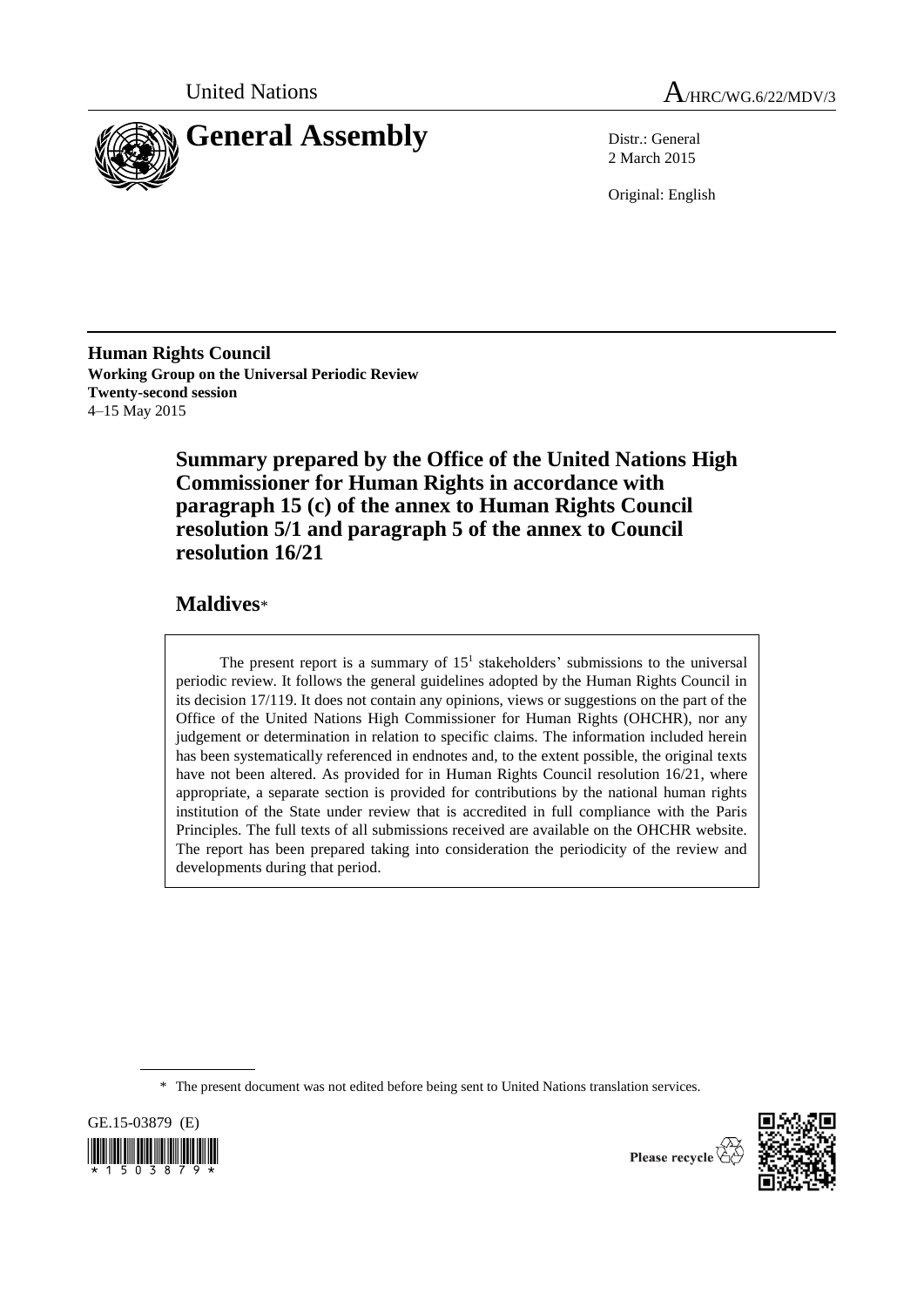United Nations

A/HRC/WG.6/22/MDV/3

# General Assembly

Distr.: General
2 March 2015

Original: English

**Human Rights Council**
**Working Group on the Universal Periodic Review**
**Twenty-second session**
4–15 May 2015

## Summary prepared by the Office of the United Nations High Commissioner for Human Rights in accordance with paragraph 15 (c) of the annex to Human Rights Council resolution 5/1 and paragraph 5 of the annex to Council resolution 16/21

## Maldives*

The present report is a summary of 15[1] stakeholders' submissions to the universal periodic review. It follows the general guidelines adopted by the Human Rights Council in its decision 17/119. It does not contain any opinions, views or suggestions on the part of the Office of the United Nations High Commissioner for Human Rights (OHCHR), nor any judgement or determination in relation to specific claims. The information included herein has been systematically referenced in endnotes and, to the extent possible, the original texts have not been altered. As provided for in Human Rights Council resolution 16/21, where appropriate, a separate section is provided for contributions by the national human rights institution of the State under review that is accredited in full compliance with the Paris Principles. The full texts of all submissions received are available on the OHCHR website. The report has been prepared taking into consideration the periodicity of the review and developments during that period.

\* The present document was not edited before being sent to United Nations translation services.

GE.15-03879 (E)

Please recycle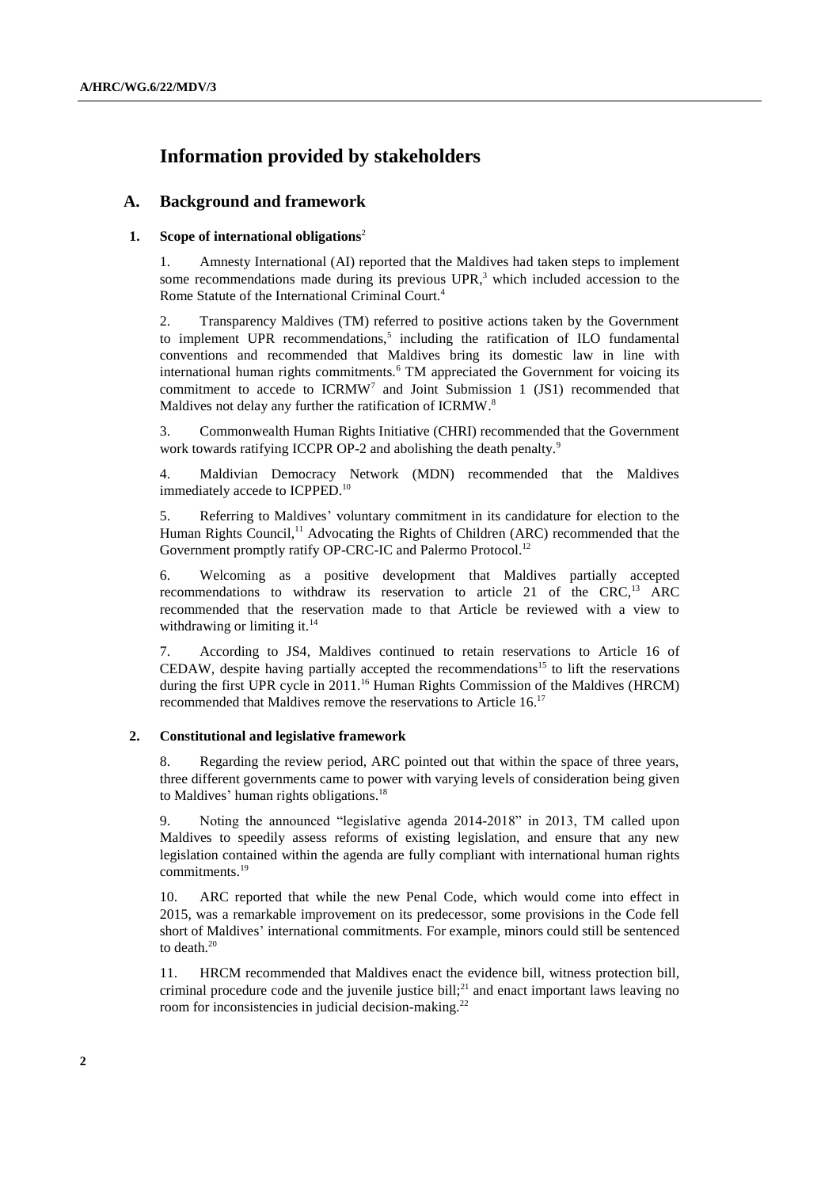# Information provided by stakeholders

## A. Background and framework

### 1. Scope of international obligations[2]

1. Amnesty International (AI) reported that the Maldives had taken steps to implement some recommendations made during its previous UPR,[3] which included accession to the Rome Statute of the International Criminal Court.[4]

2. Transparency Maldives (TM) referred to positive actions taken by the Government to implement UPR recommendations,[5] including the ratification of ILO fundamental conventions and recommended that Maldives bring its domestic law in line with international human rights commitments.[6] TM appreciated the Government for voicing its commitment to accede to ICRMW[7] and Joint Submission 1 (JS1) recommended that Maldives not delay any further the ratification of ICRMW.[8]

3. Commonwealth Human Rights Initiative (CHRI) recommended that the Government work towards ratifying ICCPR OP-2 and abolishing the death penalty.[9]

4. Maldivian Democracy Network (MDN) recommended that the Maldives immediately accede to ICPPED.[10]

5. Referring to Maldives' voluntary commitment in its candidature for election to the Human Rights Council,[11] Advocating the Rights of Children (ARC) recommended that the Government promptly ratify OP-CRC-IC and Palermo Protocol.[12]

6. Welcoming as a positive development that Maldives partially accepted recommendations to withdraw its reservation to article 21 of the CRC,[13] ARC recommended that the reservation made to that Article be reviewed with a view to withdrawing or limiting it.[14]

7. According to JS4, Maldives continued to retain reservations to Article 16 of CEDAW, despite having partially accepted the recommendations[15] to lift the reservations during the first UPR cycle in 2011.[16] Human Rights Commission of the Maldives (HRCM) recommended that Maldives remove the reservations to Article 16.[17]

### 2. Constitutional and legislative framework

8. Regarding the review period, ARC pointed out that within the space of three years, three different governments came to power with varying levels of consideration being given to Maldives' human rights obligations.[18]

9. Noting the announced "legislative agenda 2014-2018" in 2013, TM called upon Maldives to speedily assess reforms of existing legislation, and ensure that any new legislation contained within the agenda are fully compliant with international human rights commitments.[19]

10. ARC reported that while the new Penal Code, which would come into effect in 2015, was a remarkable improvement on its predecessor, some provisions in the Code fell short of Maldives' international commitments. For example, minors could still be sentenced to death.[20]

11. HRCM recommended that Maldives enact the evidence bill, witness protection bill, criminal procedure code and the juvenile justice bill;[21] and enact important laws leaving no room for inconsistencies in judicial decision-making.[22]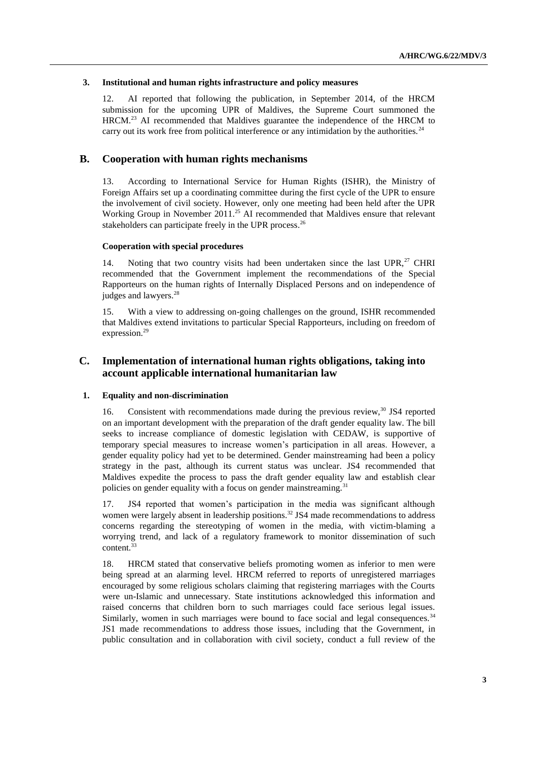### 3. Institutional and human rights infrastructure and policy measures

12. AI reported that following the publication, in September 2014, of the HRCM submission for the upcoming UPR of Maldives, the Supreme Court summoned the HRCM.[23] AI recommended that Maldives guarantee the independence of the HRCM to carry out its work free from political interference or any intimidation by the authorities.[24]

## B. Cooperation with human rights mechanisms

13. According to International Service for Human Rights (ISHR), the Ministry of Foreign Affairs set up a coordinating committee during the first cycle of the UPR to ensure the involvement of civil society. However, only one meeting had been held after the UPR Working Group in November 2011.[25] AI recommended that Maldives ensure that relevant stakeholders can participate freely in the UPR process.[26]

#### Cooperation with special procedures

14. Noting that two country visits had been undertaken since the last UPR,[27] CHRI recommended that the Government implement the recommendations of the Special Rapporteurs on the human rights of Internally Displaced Persons and on independence of judges and lawyers.[28]

15. With a view to addressing on-going challenges on the ground, ISHR recommended that Maldives extend invitations to particular Special Rapporteurs, including on freedom of expression.[29]

## C. Implementation of international human rights obligations, taking into account applicable international humanitarian law

### 1. Equality and non-discrimination

16. Consistent with recommendations made during the previous review,[30] JS4 reported on an important development with the preparation of the draft gender equality law. The bill seeks to increase compliance of domestic legislation with CEDAW, is supportive of temporary special measures to increase women's participation in all areas. However, a gender equality policy had yet to be determined. Gender mainstreaming had been a policy strategy in the past, although its current status was unclear. JS4 recommended that Maldives expedite the process to pass the draft gender equality law and establish clear policies on gender equality with a focus on gender mainstreaming.[31]

17. JS4 reported that women's participation in the media was significant although women were largely absent in leadership positions.[32] JS4 made recommendations to address concerns regarding the stereotyping of women in the media, with victim-blaming a worrying trend, and lack of a regulatory framework to monitor dissemination of such content.[33]

18. HRCM stated that conservative beliefs promoting women as inferior to men were being spread at an alarming level. HRCM referred to reports of unregistered marriages encouraged by some religious scholars claiming that registering marriages with the Courts were un-Islamic and unnecessary. State institutions acknowledged this information and raised concerns that children born to such marriages could face serious legal issues. Similarly, women in such marriages were bound to face social and legal consequences.[34] JS1 made recommendations to address those issues, including that the Government, in public consultation and in collaboration with civil society, conduct a full review of the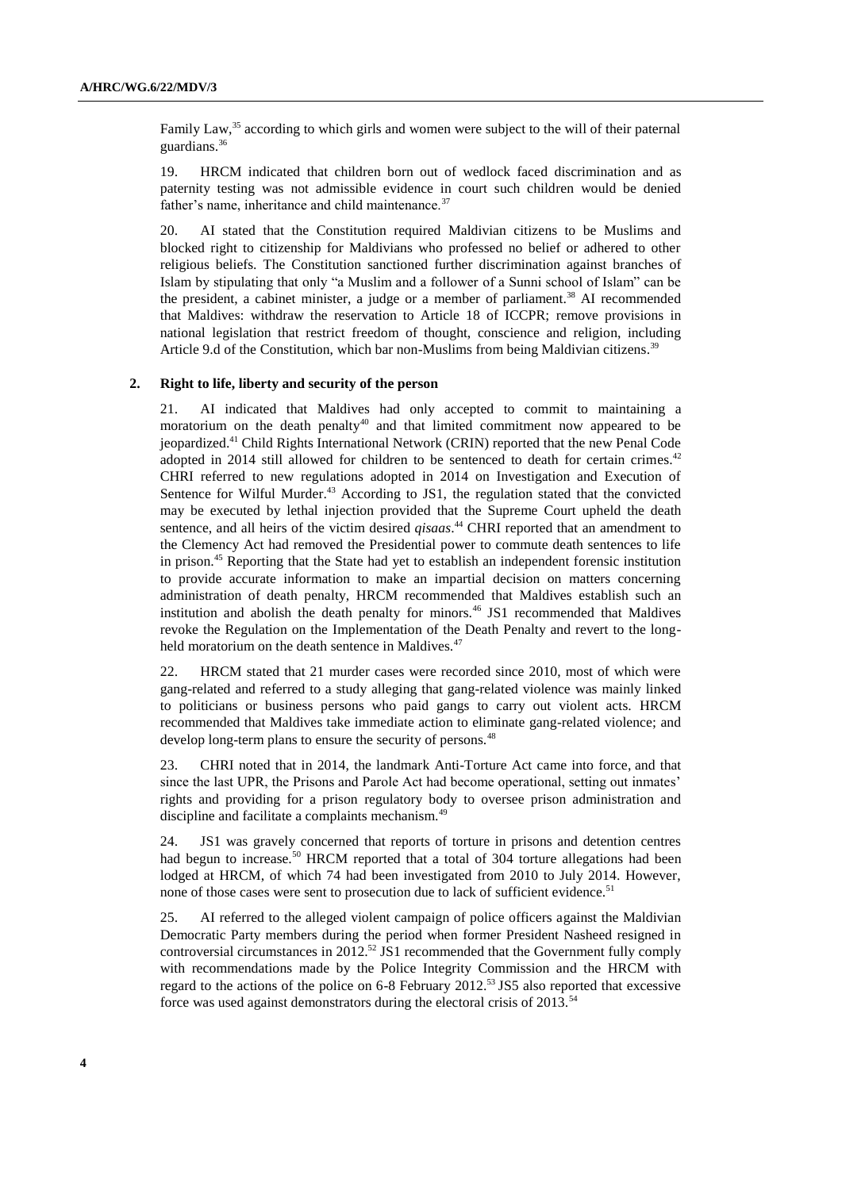Family Law,[35] according to which girls and women were subject to the will of their paternal guardians.[36]

19. HRCM indicated that children born out of wedlock faced discrimination and as paternity testing was not admissible evidence in court such children would be denied father's name, inheritance and child maintenance.[37]

20. AI stated that the Constitution required Maldivian citizens to be Muslims and blocked right to citizenship for Maldivians who professed no belief or adhered to other religious beliefs. The Constitution sanctioned further discrimination against branches of Islam by stipulating that only "a Muslim and a follower of a Sunni school of Islam" can be the president, a cabinet minister, a judge or a member of parliament.[38] AI recommended that Maldives: withdraw the reservation to Article 18 of ICCPR; remove provisions in national legislation that restrict freedom of thought, conscience and religion, including Article 9.d of the Constitution, which bar non-Muslims from being Maldivian citizens.[39]

### 2. Right to life, liberty and security of the person

21. AI indicated that Maldives had only accepted to commit to maintaining a moratorium on the death penalty[40] and that limited commitment now appeared to be jeopardized.[41] Child Rights International Network (CRIN) reported that the new Penal Code adopted in 2014 still allowed for children to be sentenced to death for certain crimes.[42] CHRI referred to new regulations adopted in 2014 on Investigation and Execution of Sentence for Wilful Murder.[43] According to JS1, the regulation stated that the convicted may be executed by lethal injection provided that the Supreme Court upheld the death sentence, and all heirs of the victim desired *qisaas*.[44] CHRI reported that an amendment to the Clemency Act had removed the Presidential power to commute death sentences to life in prison.[45] Reporting that the State had yet to establish an independent forensic institution to provide accurate information to make an impartial decision on matters concerning administration of death penalty, HRCM recommended that Maldives establish such an institution and abolish the death penalty for minors.[46] JS1 recommended that Maldives revoke the Regulation on the Implementation of the Death Penalty and revert to the long-held moratorium on the death sentence in Maldives.[47]

22. HRCM stated that 21 murder cases were recorded since 2010, most of which were gang-related and referred to a study alleging that gang-related violence was mainly linked to politicians or business persons who paid gangs to carry out violent acts. HRCM recommended that Maldives take immediate action to eliminate gang-related violence; and develop long-term plans to ensure the security of persons.[48]

23. CHRI noted that in 2014, the landmark Anti-Torture Act came into force, and that since the last UPR, the Prisons and Parole Act had become operational, setting out inmates' rights and providing for a prison regulatory body to oversee prison administration and discipline and facilitate a complaints mechanism.[49]

24. JS1 was gravely concerned that reports of torture in prisons and detention centres had begun to increase.[50] HRCM reported that a total of 304 torture allegations had been lodged at HRCM, of which 74 had been investigated from 2010 to July 2014. However, none of those cases were sent to prosecution due to lack of sufficient evidence.[51]

25. AI referred to the alleged violent campaign of police officers against the Maldivian Democratic Party members during the period when former President Nasheed resigned in controversial circumstances in 2012.[52] JS1 recommended that the Government fully comply with recommendations made by the Police Integrity Commission and the HRCM with regard to the actions of the police on 6-8 February 2012.[53] JS5 also reported that excessive force was used against demonstrators during the electoral crisis of 2013.[54]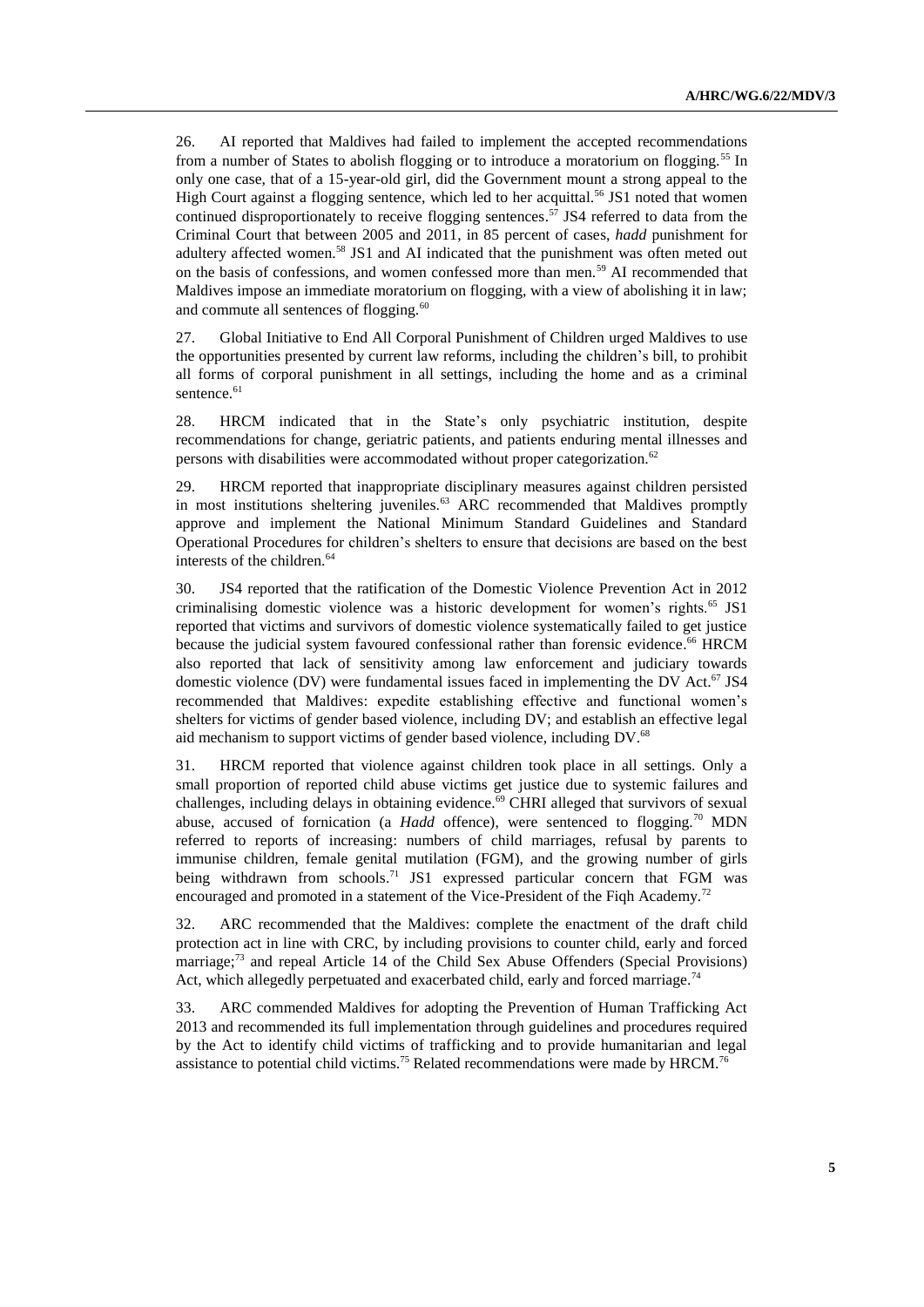26. AI reported that Maldives had failed to implement the accepted recommendations from a number of States to abolish flogging or to introduce a moratorium on flogging.[55] In only one case, that of a 15-year-old girl, did the Government mount a strong appeal to the High Court against a flogging sentence, which led to her acquittal.[56] JS1 noted that women continued disproportionately to receive flogging sentences.[57] JS4 referred to data from the Criminal Court that between 2005 and 2011, in 85 percent of cases, *hadd* punishment for adultery affected women.[58] JS1 and AI indicated that the punishment was often meted out on the basis of confessions, and women confessed more than men.[59] AI recommended that Maldives impose an immediate moratorium on flogging, with a view of abolishing it in law; and commute all sentences of flogging.[60]

27. Global Initiative to End All Corporal Punishment of Children urged Maldives to use the opportunities presented by current law reforms, including the children's bill, to prohibit all forms of corporal punishment in all settings, including the home and as a criminal sentence.[61]

28. HRCM indicated that in the State's only psychiatric institution, despite recommendations for change, geriatric patients, and patients enduring mental illnesses and persons with disabilities were accommodated without proper categorization.[62]

29. HRCM reported that inappropriate disciplinary measures against children persisted in most institutions sheltering juveniles.[63] ARC recommended that Maldives promptly approve and implement the National Minimum Standard Guidelines and Standard Operational Procedures for children's shelters to ensure that decisions are based on the best interests of the children.[64]

30. JS4 reported that the ratification of the Domestic Violence Prevention Act in 2012 criminalising domestic violence was a historic development for women's rights.[65] JS1 reported that victims and survivors of domestic violence systematically failed to get justice because the judicial system favoured confessional rather than forensic evidence.[66] HRCM also reported that lack of sensitivity among law enforcement and judiciary towards domestic violence (DV) were fundamental issues faced in implementing the DV Act.[67] JS4 recommended that Maldives: expedite establishing effective and functional women's shelters for victims of gender based violence, including DV; and establish an effective legal aid mechanism to support victims of gender based violence, including DV.[68]

31. HRCM reported that violence against children took place in all settings. Only a small proportion of reported child abuse victims get justice due to systemic failures and challenges, including delays in obtaining evidence.[69] CHRI alleged that survivors of sexual abuse, accused of fornication (a *Hadd* offence), were sentenced to flogging.[70] MDN referred to reports of increasing: numbers of child marriages, refusal by parents to immunise children, female genital mutilation (FGM), and the growing number of girls being withdrawn from schools.[71] JS1 expressed particular concern that FGM was encouraged and promoted in a statement of the Vice-President of the Fiqh Academy.[72]

32. ARC recommended that the Maldives: complete the enactment of the draft child protection act in line with CRC, by including provisions to counter child, early and forced marriage;[73] and repeal Article 14 of the Child Sex Abuse Offenders (Special Provisions) Act, which allegedly perpetuated and exacerbated child, early and forced marriage.[74]

33. ARC commended Maldives for adopting the Prevention of Human Trafficking Act 2013 and recommended its full implementation through guidelines and procedures required by the Act to identify child victims of trafficking and to provide humanitarian and legal assistance to potential child victims.[75] Related recommendations were made by HRCM.[76]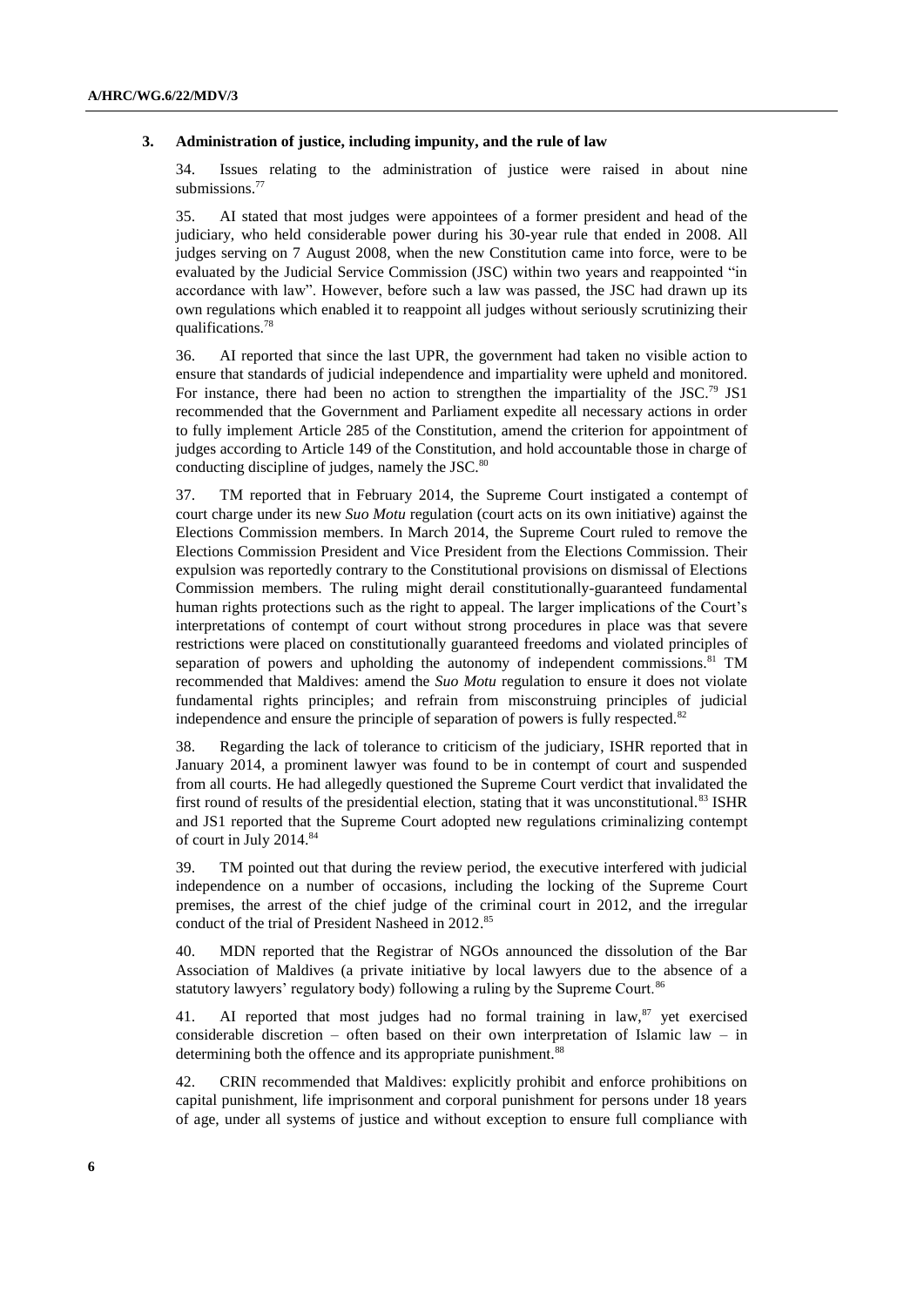### 3. Administration of justice, including impunity, and the rule of law

34. Issues relating to the administration of justice were raised in about nine submissions.[77]

35. AI stated that most judges were appointees of a former president and head of the judiciary, who held considerable power during his 30-year rule that ended in 2008. All judges serving on 7 August 2008, when the new Constitution came into force, were to be evaluated by the Judicial Service Commission (JSC) within two years and reappointed "in accordance with law". However, before such a law was passed, the JSC had drawn up its own regulations which enabled it to reappoint all judges without seriously scrutinizing their qualifications.[78]

36. AI reported that since the last UPR, the government had taken no visible action to ensure that standards of judicial independence and impartiality were upheld and monitored. For instance, there had been no action to strengthen the impartiality of the JSC.[79] JS1 recommended that the Government and Parliament expedite all necessary actions in order to fully implement Article 285 of the Constitution, amend the criterion for appointment of judges according to Article 149 of the Constitution, and hold accountable those in charge of conducting discipline of judges, namely the JSC.[80]

37. TM reported that in February 2014, the Supreme Court instigated a contempt of court charge under its new *Suo Motu* regulation (court acts on its own initiative) against the Elections Commission members. In March 2014, the Supreme Court ruled to remove the Elections Commission President and Vice President from the Elections Commission. Their expulsion was reportedly contrary to the Constitutional provisions on dismissal of Elections Commission members. The ruling might derail constitutionally-guaranteed fundamental human rights protections such as the right to appeal. The larger implications of the Court's interpretations of contempt of court without strong procedures in place was that severe restrictions were placed on constitutionally guaranteed freedoms and violated principles of separation of powers and upholding the autonomy of independent commissions.[81] TM recommended that Maldives: amend the *Suo Motu* regulation to ensure it does not violate fundamental rights principles; and refrain from misconstruing principles of judicial independence and ensure the principle of separation of powers is fully respected.[82]

38. Regarding the lack of tolerance to criticism of the judiciary, ISHR reported that in January 2014, a prominent lawyer was found to be in contempt of court and suspended from all courts. He had allegedly questioned the Supreme Court verdict that invalidated the first round of results of the presidential election, stating that it was unconstitutional.[83] ISHR and JS1 reported that the Supreme Court adopted new regulations criminalizing contempt of court in July 2014.[84]

39. TM pointed out that during the review period, the executive interfered with judicial independence on a number of occasions, including the locking of the Supreme Court premises, the arrest of the chief judge of the criminal court in 2012, and the irregular conduct of the trial of President Nasheed in 2012.[85]

40. MDN reported that the Registrar of NGOs announced the dissolution of the Bar Association of Maldives (a private initiative by local lawyers due to the absence of a statutory lawyers' regulatory body) following a ruling by the Supreme Court.[86]

41. AI reported that most judges had no formal training in law,[87] yet exercised considerable discretion – often based on their own interpretation of Islamic law – in determining both the offence and its appropriate punishment.[88]

42. CRIN recommended that Maldives: explicitly prohibit and enforce prohibitions on capital punishment, life imprisonment and corporal punishment for persons under 18 years of age, under all systems of justice and without exception to ensure full compliance with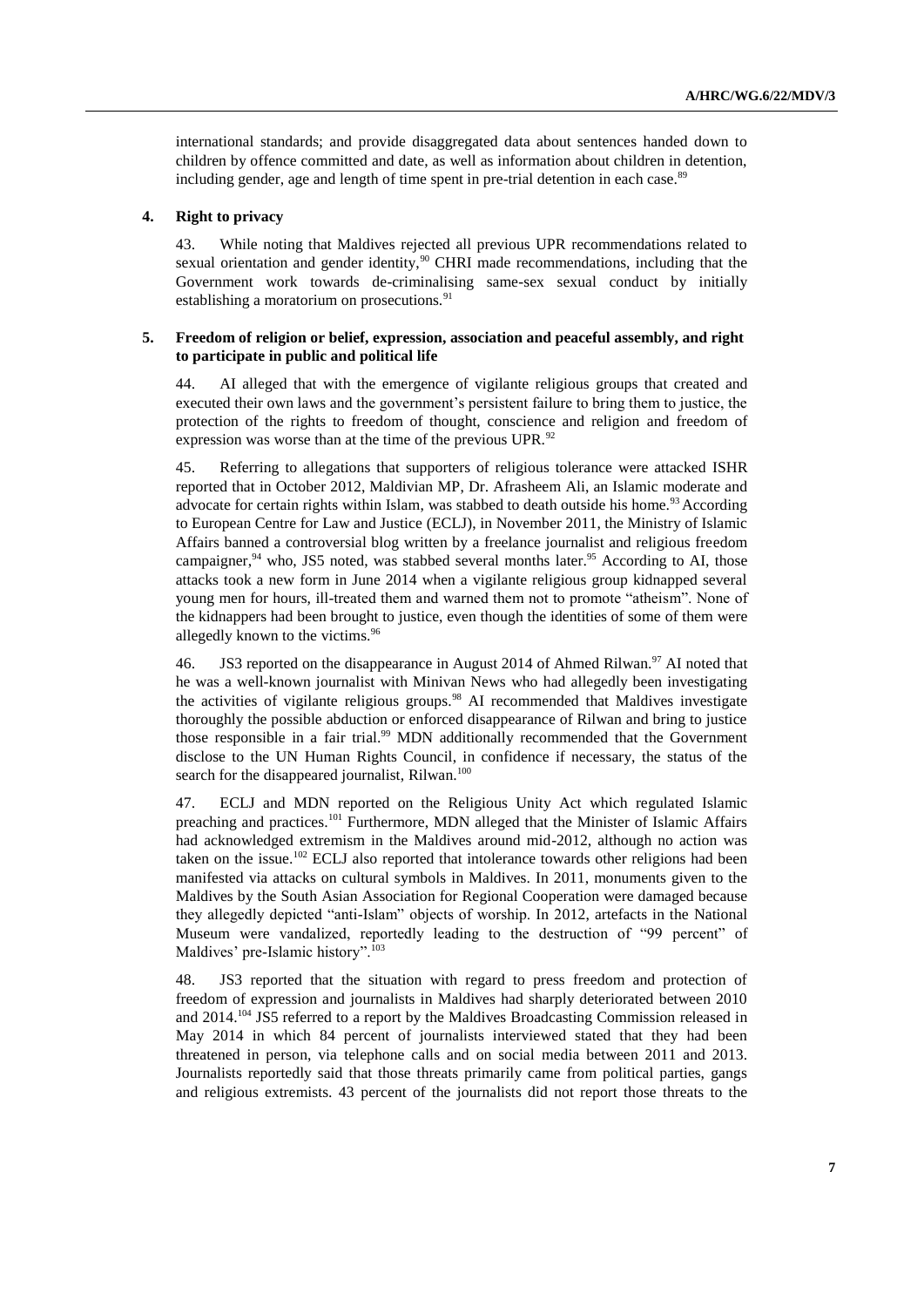international standards; and provide disaggregated data about sentences handed down to children by offence committed and date, as well as information about children in detention, including gender, age and length of time spent in pre-trial detention in each case.[89]

#### 4. Right to privacy

43. While noting that Maldives rejected all previous UPR recommendations related to sexual orientation and gender identity,[90] CHRI made recommendations, including that the Government work towards de-criminalising same-sex sexual conduct by initially establishing a moratorium on prosecutions.[91]

#### 5. Freedom of religion or belief, expression, association and peaceful assembly, and right to participate in public and political life

44. AI alleged that with the emergence of vigilante religious groups that created and executed their own laws and the government's persistent failure to bring them to justice, the protection of the rights to freedom of thought, conscience and religion and freedom of expression was worse than at the time of the previous UPR.[92]

45. Referring to allegations that supporters of religious tolerance were attacked ISHR reported that in October 2012, Maldivian MP, Dr. Afrasheem Ali, an Islamic moderate and advocate for certain rights within Islam, was stabbed to death outside his home.[93] According to European Centre for Law and Justice (ECLJ), in November 2011, the Ministry of Islamic Affairs banned a controversial blog written by a freelance journalist and religious freedom campaigner,[94] who, JS5 noted, was stabbed several months later.[95] According to AI, those attacks took a new form in June 2014 when a vigilante religious group kidnapped several young men for hours, ill-treated them and warned them not to promote "atheism". None of the kidnappers had been brought to justice, even though the identities of some of them were allegedly known to the victims.[96]

46. JS3 reported on the disappearance in August 2014 of Ahmed Rilwan.[97] AI noted that he was a well-known journalist with Minivan News who had allegedly been investigating the activities of vigilante religious groups.[98] AI recommended that Maldives investigate thoroughly the possible abduction or enforced disappearance of Rilwan and bring to justice those responsible in a fair trial.[99] MDN additionally recommended that the Government disclose to the UN Human Rights Council, in confidence if necessary, the status of the search for the disappeared journalist, Rilwan.[100]

47. ECLJ and MDN reported on the Religious Unity Act which regulated Islamic preaching and practices.[101] Furthermore, MDN alleged that the Minister of Islamic Affairs had acknowledged extremism in the Maldives around mid-2012, although no action was taken on the issue.[102] ECLJ also reported that intolerance towards other religions had been manifested via attacks on cultural symbols in Maldives. In 2011, monuments given to the Maldives by the South Asian Association for Regional Cooperation were damaged because they allegedly depicted "anti-Islam" objects of worship. In 2012, artefacts in the National Museum were vandalized, reportedly leading to the destruction of "99 percent" of Maldives' pre-Islamic history".[103]

48. JS3 reported that the situation with regard to press freedom and protection of freedom of expression and journalists in Maldives had sharply deteriorated between 2010 and 2014.[104] JS5 referred to a report by the Maldives Broadcasting Commission released in May 2014 in which 84 percent of journalists interviewed stated that they had been threatened in person, via telephone calls and on social media between 2011 and 2013. Journalists reportedly said that those threats primarily came from political parties, gangs and religious extremists. 43 percent of the journalists did not report those threats to the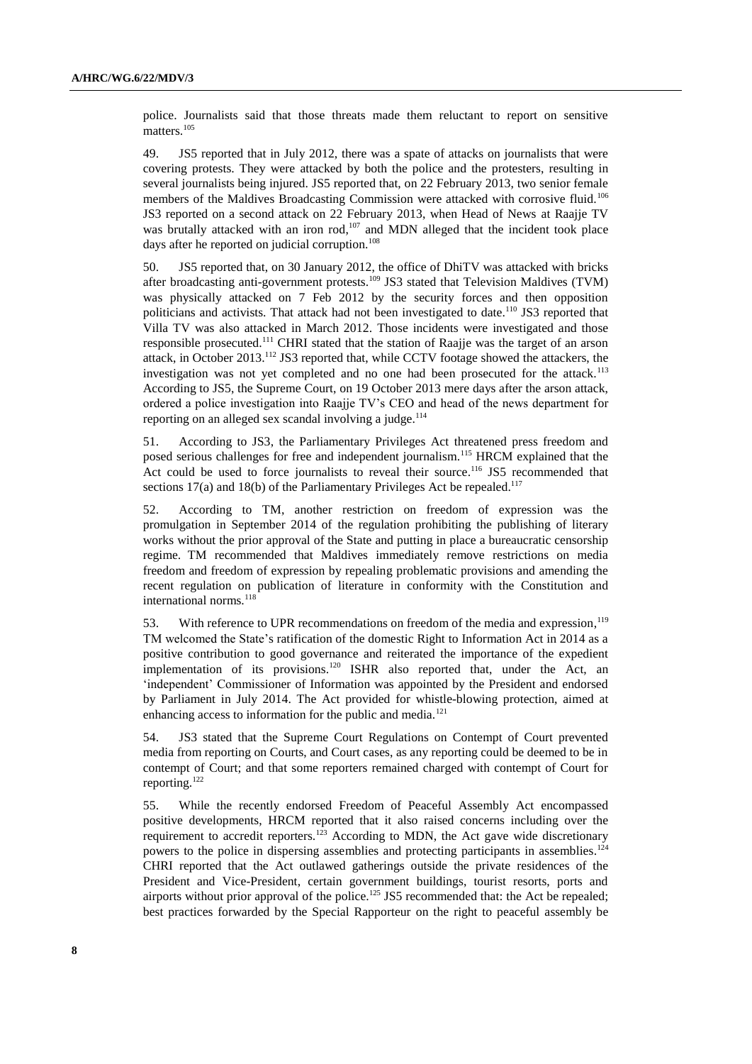police. Journalists said that those threats made them reluctant to report on sensitive matters.[105]

49. JS5 reported that in July 2012, there was a spate of attacks on journalists that were covering protests. They were attacked by both the police and the protesters, resulting in several journalists being injured. JS5 reported that, on 22 February 2013, two senior female members of the Maldives Broadcasting Commission were attacked with corrosive fluid.[106] JS3 reported on a second attack on 22 February 2013, when Head of News at Raajje TV was brutally attacked with an iron rod,[107] and MDN alleged that the incident took place days after he reported on judicial corruption.[108]

50. JS5 reported that, on 30 January 2012, the office of DhiTV was attacked with bricks after broadcasting anti-government protests.[109] JS3 stated that Television Maldives (TVM) was physically attacked on 7 Feb 2012 by the security forces and then opposition politicians and activists. That attack had not been investigated to date.[110] JS3 reported that Villa TV was also attacked in March 2012. Those incidents were investigated and those responsible prosecuted.[111] CHRI stated that the station of Raajje was the target of an arson attack, in October 2013.[112] JS3 reported that, while CCTV footage showed the attackers, the investigation was not yet completed and no one had been prosecuted for the attack.[113] According to JS5, the Supreme Court, on 19 October 2013 mere days after the arson attack, ordered a police investigation into Raajje TV's CEO and head of the news department for reporting on an alleged sex scandal involving a judge.[114]

51. According to JS3, the Parliamentary Privileges Act threatened press freedom and posed serious challenges for free and independent journalism.[115] HRCM explained that the Act could be used to force journalists to reveal their source.[116] JS5 recommended that sections 17(a) and 18(b) of the Parliamentary Privileges Act be repealed.[117]

52. According to TM, another restriction on freedom of expression was the promulgation in September 2014 of the regulation prohibiting the publishing of literary works without the prior approval of the State and putting in place a bureaucratic censorship regime. TM recommended that Maldives immediately remove restrictions on media freedom and freedom of expression by repealing problematic provisions and amending the recent regulation on publication of literature in conformity with the Constitution and international norms.[118]

53. With reference to UPR recommendations on freedom of the media and expression,[119] TM welcomed the State's ratification of the domestic Right to Information Act in 2014 as a positive contribution to good governance and reiterated the importance of the expedient implementation of its provisions.[120] ISHR also reported that, under the Act, an 'independent' Commissioner of Information was appointed by the President and endorsed by Parliament in July 2014. The Act provided for whistle-blowing protection, aimed at enhancing access to information for the public and media.[121]

54. JS3 stated that the Supreme Court Regulations on Contempt of Court prevented media from reporting on Courts, and Court cases, as any reporting could be deemed to be in contempt of Court; and that some reporters remained charged with contempt of Court for reporting.[122]

55. While the recently endorsed Freedom of Peaceful Assembly Act encompassed positive developments, HRCM reported that it also raised concerns including over the requirement to accredit reporters.[123] According to MDN, the Act gave wide discretionary powers to the police in dispersing assemblies and protecting participants in assemblies.[124] CHRI reported that the Act outlawed gatherings outside the private residences of the President and Vice-President, certain government buildings, tourist resorts, ports and airports without prior approval of the police.[125] JS5 recommended that: the Act be repealed; best practices forwarded by the Special Rapporteur on the right to peaceful assembly be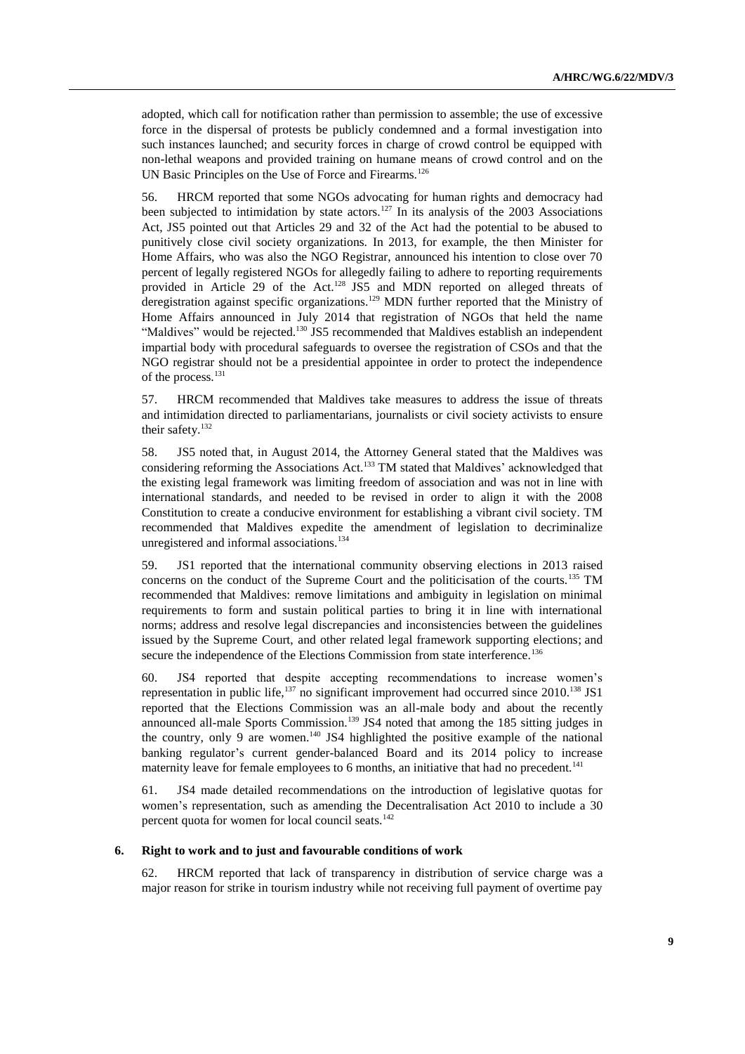adopted, which call for notification rather than permission to assemble; the use of excessive force in the dispersal of protests be publicly condemned and a formal investigation into such instances launched; and security forces in charge of crowd control be equipped with non-lethal weapons and provided training on humane means of crowd control and on the UN Basic Principles on the Use of Force and Firearms.[126]

56. HRCM reported that some NGOs advocating for human rights and democracy had been subjected to intimidation by state actors.[127] In its analysis of the 2003 Associations Act, JS5 pointed out that Articles 29 and 32 of the Act had the potential to be abused to punitively close civil society organizations. In 2013, for example, the then Minister for Home Affairs, who was also the NGO Registrar, announced his intention to close over 70 percent of legally registered NGOs for allegedly failing to adhere to reporting requirements provided in Article 29 of the Act.[128] JS5 and MDN reported on alleged threats of deregistration against specific organizations.[129] MDN further reported that the Ministry of Home Affairs announced in July 2014 that registration of NGOs that held the name "Maldives" would be rejected.[130] JS5 recommended that Maldives establish an independent impartial body with procedural safeguards to oversee the registration of CSOs and that the NGO registrar should not be a presidential appointee in order to protect the independence of the process.[131]

57. HRCM recommended that Maldives take measures to address the issue of threats and intimidation directed to parliamentarians, journalists or civil society activists to ensure their safety.[132]

58. JS5 noted that, in August 2014, the Attorney General stated that the Maldives was considering reforming the Associations Act.[133] TM stated that Maldives' acknowledged that the existing legal framework was limiting freedom of association and was not in line with international standards, and needed to be revised in order to align it with the 2008 Constitution to create a conducive environment for establishing a vibrant civil society. TM recommended that Maldives expedite the amendment of legislation to decriminalize unregistered and informal associations.[134]

59. JS1 reported that the international community observing elections in 2013 raised concerns on the conduct of the Supreme Court and the politicisation of the courts.[135] TM recommended that Maldives: remove limitations and ambiguity in legislation on minimal requirements to form and sustain political parties to bring it in line with international norms; address and resolve legal discrepancies and inconsistencies between the guidelines issued by the Supreme Court, and other related legal framework supporting elections; and secure the independence of the Elections Commission from state interference.[136]

60. JS4 reported that despite accepting recommendations to increase women's representation in public life,[137] no significant improvement had occurred since 2010.[138] JS1 reported that the Elections Commission was an all-male body and about the recently announced all-male Sports Commission.[139] JS4 noted that among the 185 sitting judges in the country, only 9 are women.[140] JS4 highlighted the positive example of the national banking regulator's current gender-balanced Board and its 2014 policy to increase maternity leave for female employees to 6 months, an initiative that had no precedent.[141]

61. JS4 made detailed recommendations on the introduction of legislative quotas for women's representation, such as amending the Decentralisation Act 2010 to include a 30 percent quota for women for local council seats.[142]

### 6. Right to work and to just and favourable conditions of work

62. HRCM reported that lack of transparency in distribution of service charge was a major reason for strike in tourism industry while not receiving full payment of overtime pay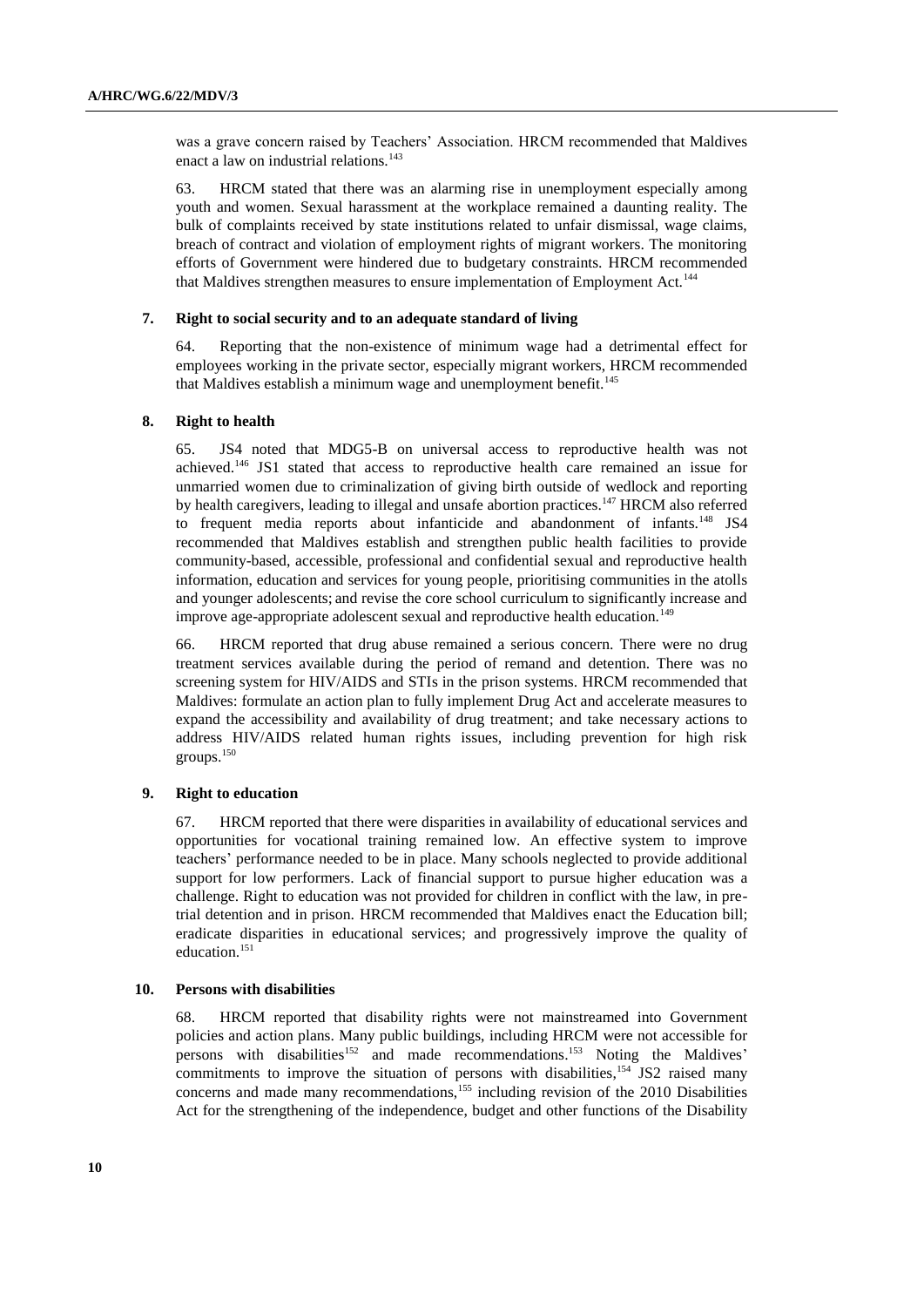was a grave concern raised by Teachers' Association. HRCM recommended that Maldives enact a law on industrial relations.[143]

63. HRCM stated that there was an alarming rise in unemployment especially among youth and women. Sexual harassment at the workplace remained a daunting reality. The bulk of complaints received by state institutions related to unfair dismissal, wage claims, breach of contract and violation of employment rights of migrant workers. The monitoring efforts of Government were hindered due to budgetary constraints. HRCM recommended that Maldives strengthen measures to ensure implementation of Employment Act.[144]

### 7. Right to social security and to an adequate standard of living

64. Reporting that the non-existence of minimum wage had a detrimental effect for employees working in the private sector, especially migrant workers, HRCM recommended that Maldives establish a minimum wage and unemployment benefit.[145]

### 8. Right to health

65. JS4 noted that MDG5-B on universal access to reproductive health was not achieved.[146] JS1 stated that access to reproductive health care remained an issue for unmarried women due to criminalization of giving birth outside of wedlock and reporting by health caregivers, leading to illegal and unsafe abortion practices.[147] HRCM also referred to frequent media reports about infanticide and abandonment of infants.[148] JS4 recommended that Maldives establish and strengthen public health facilities to provide community-based, accessible, professional and confidential sexual and reproductive health information, education and services for young people, prioritising communities in the atolls and younger adolescents; and revise the core school curriculum to significantly increase and improve age-appropriate adolescent sexual and reproductive health education.[149]

66. HRCM reported that drug abuse remained a serious concern. There were no drug treatment services available during the period of remand and detention. There was no screening system for HIV/AIDS and STIs in the prison systems. HRCM recommended that Maldives: formulate an action plan to fully implement Drug Act and accelerate measures to expand the accessibility and availability of drug treatment; and take necessary actions to address HIV/AIDS related human rights issues, including prevention for high risk groups.[150]

### 9. Right to education

67. HRCM reported that there were disparities in availability of educational services and opportunities for vocational training remained low. An effective system to improve teachers' performance needed to be in place. Many schools neglected to provide additional support for low performers. Lack of financial support to pursue higher education was a challenge. Right to education was not provided for children in conflict with the law, in pre-trial detention and in prison. HRCM recommended that Maldives enact the Education bill; eradicate disparities in educational services; and progressively improve the quality of education.[151]

### 10. Persons with disabilities

68. HRCM reported that disability rights were not mainstreamed into Government policies and action plans. Many public buildings, including HRCM were not accessible for persons with disabilities[152] and made recommendations.[153] Noting the Maldives' commitments to improve the situation of persons with disabilities,[154] JS2 raised many concerns and made many recommendations,[155] including revision of the 2010 Disabilities Act for the strengthening of the independence, budget and other functions of the Disability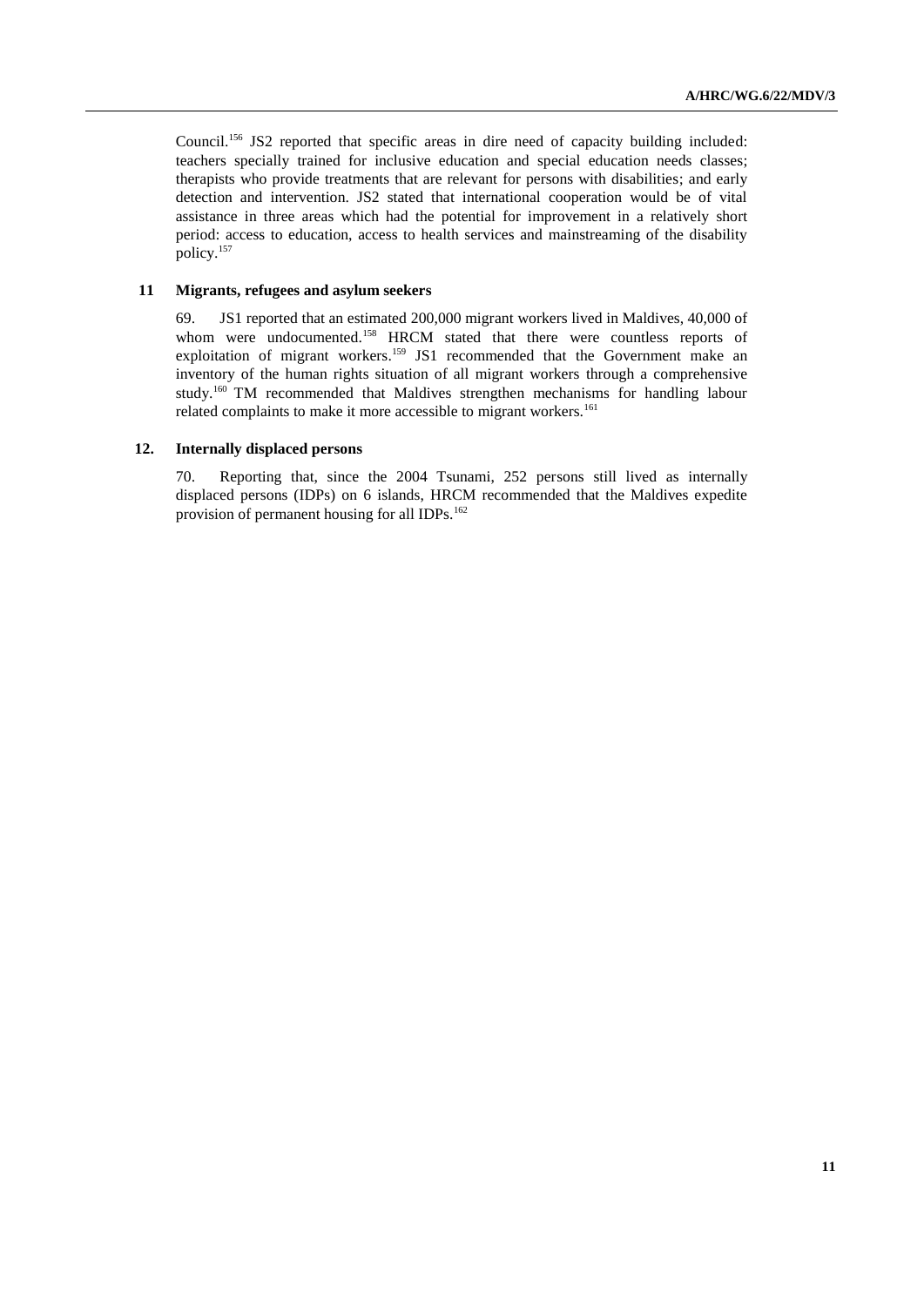Council.[156] JS2 reported that specific areas in dire need of capacity building included: teachers specially trained for inclusive education and special education needs classes; therapists who provide treatments that are relevant for persons with disabilities; and early detection and intervention. JS2 stated that international cooperation would be of vital assistance in three areas which had the potential for improvement in a relatively short period: access to education, access to health services and mainstreaming of the disability policy.[157]

### 11 Migrants, refugees and asylum seekers

69. JS1 reported that an estimated 200,000 migrant workers lived in Maldives, 40,000 of whom were undocumented.[158] HRCM stated that there were countless reports of exploitation of migrant workers.[159] JS1 recommended that the Government make an inventory of the human rights situation of all migrant workers through a comprehensive study.[160] TM recommended that Maldives strengthen mechanisms for handling labour related complaints to make it more accessible to migrant workers.[161]

### 12. Internally displaced persons

70. Reporting that, since the 2004 Tsunami, 252 persons still lived as internally displaced persons (IDPs) on 6 islands, HRCM recommended that the Maldives expedite provision of permanent housing for all IDPs.[162]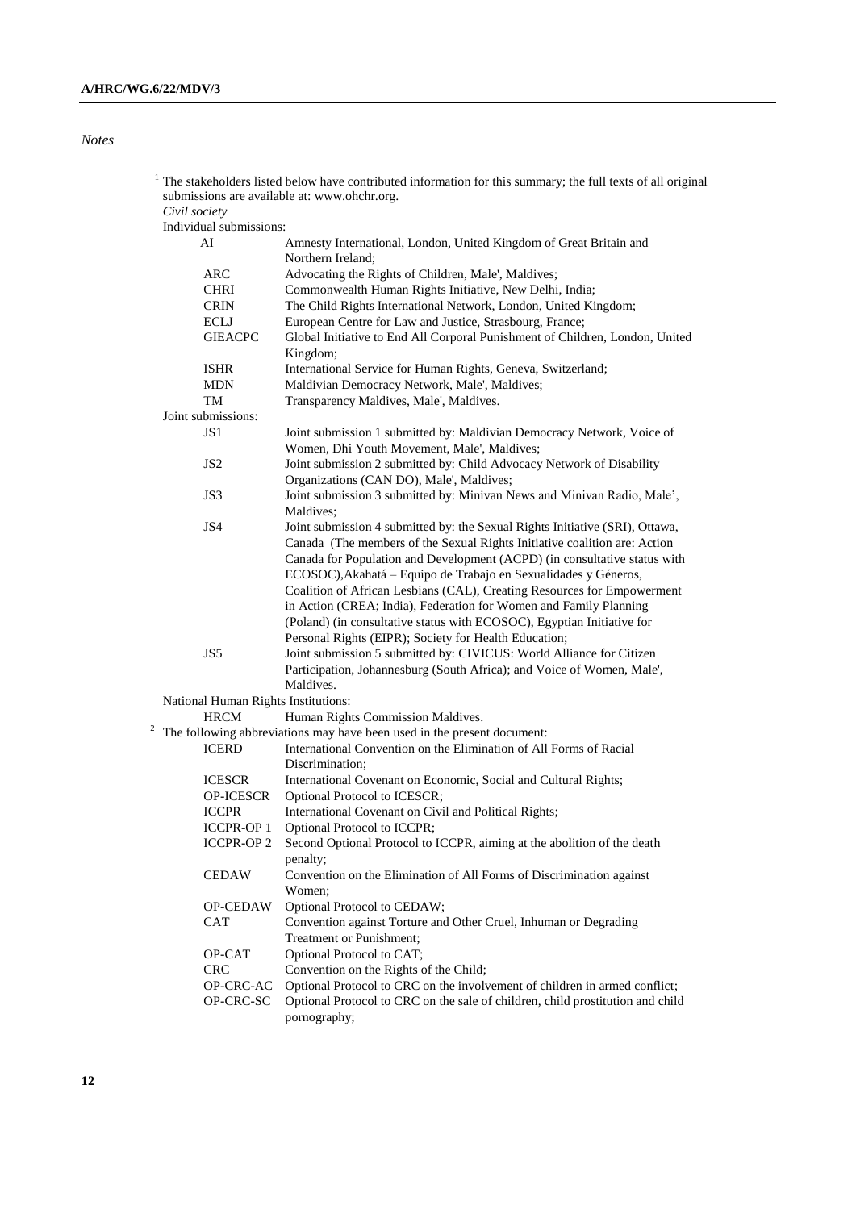*Notes*

[1] The stakeholders listed below have contributed information for this summary; the full texts of all original submissions are available at: www.ohchr.org.

*Civil society*

Individual submissions:

| | |
|---|---|
| AI | Amnesty International, London, United Kingdom of Great Britain and Northern Ireland; |
| ARC | Advocating the Rights of Children, Male', Maldives; |
| CHRI | Commonwealth Human Rights Initiative, New Delhi, India; |
| CRIN | The Child Rights International Network, London, United Kingdom; |
| ECLJ | European Centre for Law and Justice, Strasbourg, France; |
| GIEACPC | Global Initiative to End All Corporal Punishment of Children, London, United Kingdom; |
| ISHR | International Service for Human Rights, Geneva, Switzerland; |
| MDN | Maldivian Democracy Network, Male', Maldives; |
| TM | Transparency Maldives, Male', Maldives. |

Joint submissions:

| | |
|---|---|
| JS1 | Joint submission 1 submitted by: Maldivian Democracy Network, Voice of Women, Dhi Youth Movement, Male', Maldives; |
| JS2 | Joint submission 2 submitted by: Child Advocacy Network of Disability Organizations (CAN DO), Male', Maldives; |
| JS3 | Joint submission 3 submitted by: Minivan News and Minivan Radio, Male', Maldives; |
| JS4 | Joint submission 4 submitted by: the Sexual Rights Initiative (SRI), Ottawa, Canada (The members of the Sexual Rights Initiative coalition are: Action Canada for Population and Development (ACPD) (in consultative status with ECOSOC),Akahatá – Equipo de Trabajo en Sexualidades y Géneros, Coalition of African Lesbians (CAL), Creating Resources for Empowerment in Action (CREA; India), Federation for Women and Family Planning (Poland) (in consultative status with ECOSOC), Egyptian Initiative for Personal Rights (EIPR); Society for Health Education; |
| JS5 | Joint submission 5 submitted by: CIVICUS: World Alliance for Citizen Participation, Johannesburg (South Africa); and Voice of Women, Male', Maldives. |

National Human Rights Institutions:

| | |
|---|---|
| HRCM | Human Rights Commission Maldives. |

[2] The following abbreviations may have been used in the present document:

| | |
|---|---|
| ICERD | International Convention on the Elimination of All Forms of Racial Discrimination; |
| ICESCR | International Covenant on Economic, Social and Cultural Rights; |
| OP-ICESCR | Optional Protocol to ICESCR; |
| ICCPR | International Covenant on Civil and Political Rights; |
| ICCPR-OP 1 | Optional Protocol to ICCPR; |
| ICCPR-OP 2 | Second Optional Protocol to ICCPR, aiming at the abolition of the death penalty; |
| CEDAW | Convention on the Elimination of All Forms of Discrimination against Women; |
| OP-CEDAW | Optional Protocol to CEDAW; |
| CAT | Convention against Torture and Other Cruel, Inhuman or Degrading Treatment or Punishment; |
| OP-CAT | Optional Protocol to CAT; |
| CRC | Convention on the Rights of the Child; |
| OP-CRC-AC | Optional Protocol to CRC on the involvement of children in armed conflict; |
| OP-CRC-SC | Optional Protocol to CRC on the sale of children, child prostitution and child pornography; |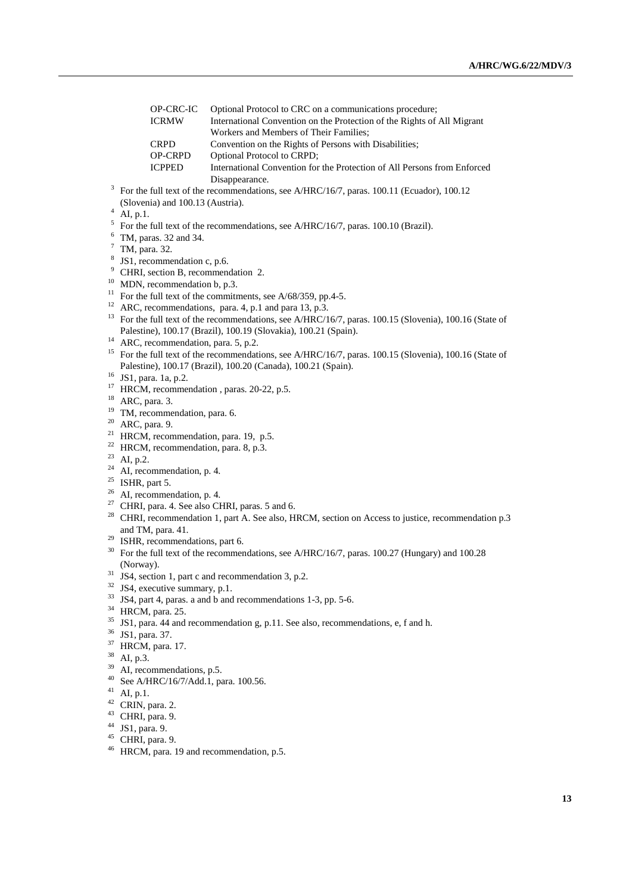| | |
|---|---|
| OP-CRC-IC | Optional Protocol to CRC on a communications procedure; |
| ICRMW | International Convention on the Protection of the Rights of All Migrant Workers and Members of Their Families; |
| CRPD | Convention on the Rights of Persons with Disabilities; |
| OP-CRPD | Optional Protocol to CRPD; |
| ICPPED | International Convention for the Protection of All Persons from Enforced Disappearance. |

[3] For the full text of the recommendations, see A/HRC/16/7, paras. 100.11 (Ecuador), 100.12 (Slovenia) and 100.13 (Austria).

[4] AI, p.1.

[5] For the full text of the recommendations, see A/HRC/16/7, paras. 100.10 (Brazil).

[6] TM, paras. 32 and 34.

[7] TM, para. 32.

[8] JS1, recommendation c, p.6.

[9] CHRI, section B, recommendation 2.

[10] MDN, recommendation b, p.3.

[11] For the full text of the commitments, see A/68/359, pp.4-5.

[12] ARC, recommendations, para. 4, p.1 and para 13, p.3.

[13] For the full text of the recommendations, see A/HRC/16/7, paras. 100.15 (Slovenia), 100.16 (State of Palestine), 100.17 (Brazil), 100.19 (Slovakia), 100.21 (Spain).

[14] ARC, recommendation, para. 5, p.2.

[15] For the full text of the recommendations, see A/HRC/16/7, paras. 100.15 (Slovenia), 100.16 (State of Palestine), 100.17 (Brazil), 100.20 (Canada), 100.21 (Spain).

[16] JS1, para. 1a, p.2.

[17] HRCM, recommendation , paras. 20-22, p.5.

[18] ARC, para. 3.

[19] TM, recommendation, para. 6.

[20] ARC, para. 9.

[21] HRCM, recommendation, para. 19, p.5.

[22] HRCM, recommendation, para. 8, p.3.

[23] AI, p.2.

[24] AI, recommendation, p. 4.

[25] ISHR, part 5.

[26] AI, recommendation, p. 4.

[27] CHRI, para. 4. See also CHRI, paras. 5 and 6.

[28] CHRI, recommendation 1, part A. See also, HRCM, section on Access to justice, recommendation p.3 and TM, para. 41.

[29] ISHR, recommendations, part 6.

[30] For the full text of the recommendations, see A/HRC/16/7, paras. 100.27 (Hungary) and 100.28 (Norway).

[31] JS4, section 1, part c and recommendation 3, p.2.

[32] JS4, executive summary, p.1.

[33] JS4, part 4, paras. a and b and recommendations 1-3, pp. 5-6.

[34] HRCM, para. 25.

[35] JS1, para. 44 and recommendation g, p.11. See also, recommendations, e, f and h.

[36] JS1, para. 37.

[37] HRCM, para. 17.

[38] AI, p.3.

[39] AI, recommendations, p.5.

[40] See A/HRC/16/7/Add.1, para. 100.56.

[41] AI, p.1.

[42] CRIN, para. 2.

[43] CHRI, para. 9.

[44] JS1, para. 9.

[45] CHRI, para. 9.

[46] HRCM, para. 19 and recommendation, p.5.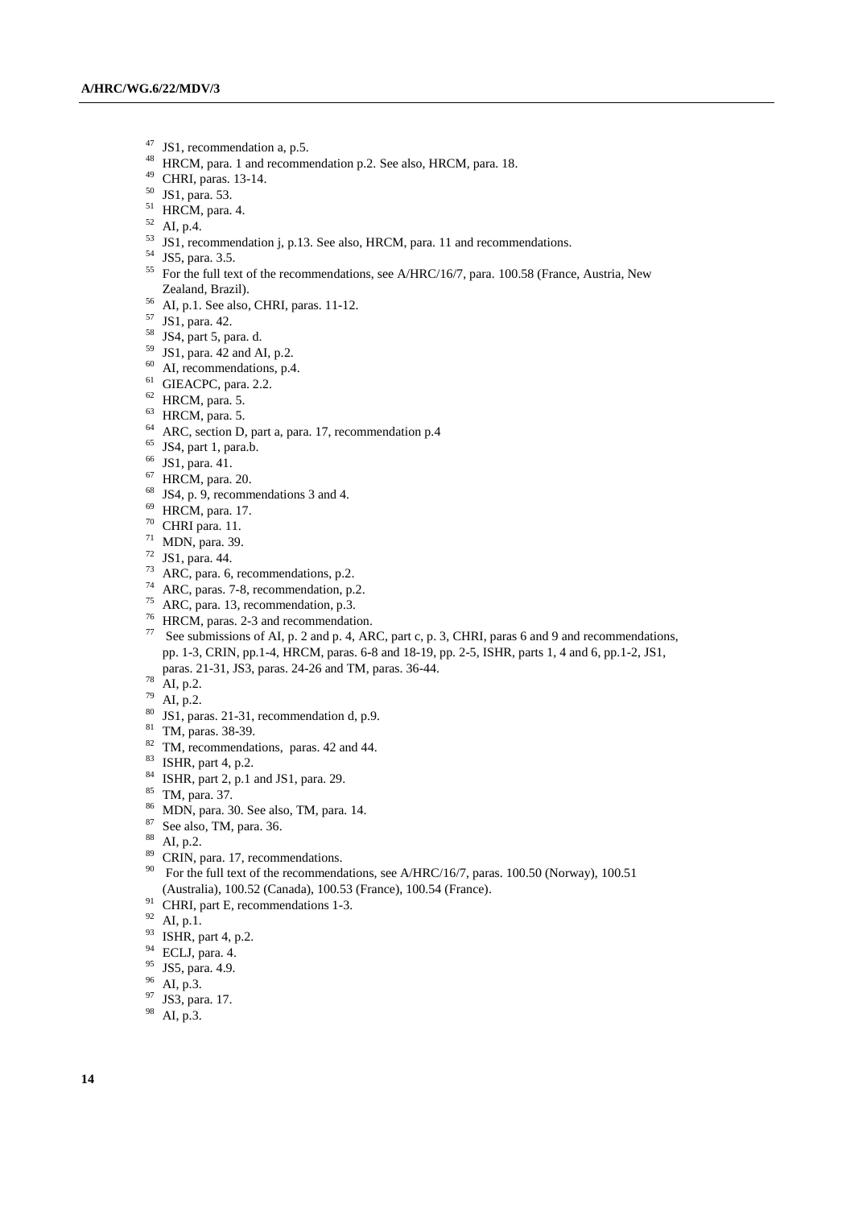[47] JS1, recommendation a, p.5.
[48] HRCM, para. 1 and recommendation p.2. See also, HRCM, para. 18.
[49] CHRI, paras. 13-14.
[50] JS1, para. 53.
[51] HRCM, para. 4.
[52] AI, p.4.
[53] JS1, recommendation j, p.13. See also, HRCM, para. 11 and recommendations.
[54] JS5, para. 3.5.
[55] For the full text of the recommendations, see A/HRC/16/7, para. 100.58 (France, Austria, New Zealand, Brazil).
[56] AI, p.1. See also, CHRI, paras. 11-12.
[57] JS1, para. 42.
[58] JS4, part 5, para. d.
[59] JS1, para. 42 and AI, p.2.
[60] AI, recommendations, p.4.
[61] GIEACPC, para. 2.2.
[62] HRCM, para. 5.
[63] HRCM, para. 5.
[64] ARC, section D, part a, para. 17, recommendation p.4
[65] JS4, part 1, para.b.
[66] JS1, para. 41.
[67] HRCM, para. 20.
[68] JS4, p. 9, recommendations 3 and 4.
[69] HRCM, para. 17.
[70] CHRI para. 11.
[71] MDN, para. 39.
[72] JS1, para. 44.
[73] ARC, para. 6, recommendations, p.2.
[74] ARC, paras. 7-8, recommendation, p.2.
[75] ARC, para. 13, recommendation, p.3.
[76] HRCM, paras. 2-3 and recommendation.
[77] See submissions of AI, p. 2 and p. 4, ARC, part c, p. 3, CHRI, paras 6 and 9 and recommendations, pp. 1-3, CRIN, pp.1-4, HRCM, paras. 6-8 and 18-19, pp. 2-5, ISHR, parts 1, 4 and 6, pp.1-2, JS1, paras. 21-31, JS3, paras. 24-26 and TM, paras. 36-44.
[78] AI, p.2.
[79] AI, p.2.
[80] JS1, paras. 21-31, recommendation d, p.9.
[81] TM, paras. 38-39.
[82] TM, recommendations, paras. 42 and 44.
[83] ISHR, part 4, p.2.
[84] ISHR, part 2, p.1 and JS1, para. 29.
[85] TM, para. 37.
[86] MDN, para. 30. See also, TM, para. 14.
[87] See also, TM, para. 36.
[88] AI, p.2.
[89] CRIN, para. 17, recommendations.
[90] For the full text of the recommendations, see A/HRC/16/7, paras. 100.50 (Norway), 100.51 (Australia), 100.52 (Canada), 100.53 (France), 100.54 (France).
[91] CHRI, part E, recommendations 1-3.
[92] AI, p.1.
[93] ISHR, part 4, p.2.
[94] ECLJ, para. 4.
[95] JS5, para. 4.9.
[96] AI, p.3.
[97] JS3, para. 17.
[98] AI, p.3.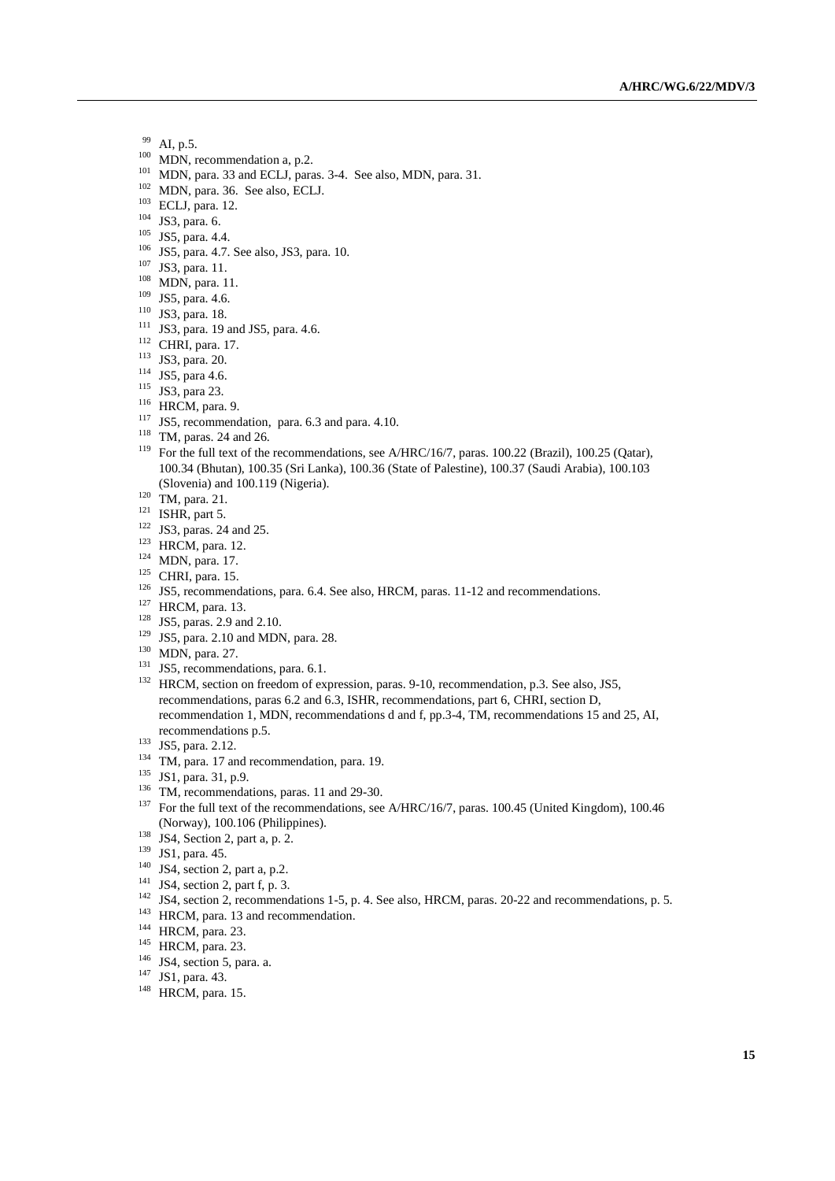[99] AI, p.5.
[100] MDN, recommendation a, p.2.
[101] MDN, para. 33 and ECLJ, paras. 3-4. See also, MDN, para. 31.
[102] MDN, para. 36. See also, ECLJ.
[103] ECLJ, para. 12.
[104] JS3, para. 6.
[105] JS5, para. 4.4.
[106] JS5, para. 4.7. See also, JS3, para. 10.
[107] JS3, para. 11.
[108] MDN, para. 11.
[109] JS5, para. 4.6.
[110] JS3, para. 18.
[111] JS3, para. 19 and JS5, para. 4.6.
[112] CHRI, para. 17.
[113] JS3, para. 20.
[114] JS5, para 4.6.
[115] JS3, para 23.
[116] HRCM, para. 9.
[117] JS5, recommendation, para. 6.3 and para. 4.10.
[118] TM, paras. 24 and 26.
[119] For the full text of the recommendations, see A/HRC/16/7, paras. 100.22 (Brazil), 100.25 (Qatar), 100.34 (Bhutan), 100.35 (Sri Lanka), 100.36 (State of Palestine), 100.37 (Saudi Arabia), 100.103 (Slovenia) and 100.119 (Nigeria).
[120] TM, para. 21.
[121] ISHR, part 5.
[122] JS3, paras. 24 and 25.
[123] HRCM, para. 12.
[124] MDN, para. 17.
[125] CHRI, para. 15.
[126] JS5, recommendations, para. 6.4. See also, HRCM, paras. 11-12 and recommendations.
[127] HRCM, para. 13.
[128] JS5, paras. 2.9 and 2.10.
[129] JS5, para. 2.10 and MDN, para. 28.
[130] MDN, para. 27.
[131] JS5, recommendations, para. 6.1.
[132] HRCM, section on freedom of expression, paras. 9-10, recommendation, p.3. See also, JS5, recommendations, paras 6.2 and 6.3, ISHR, recommendations, part 6, CHRI, section D, recommendation 1, MDN, recommendations d and f, pp.3-4, TM, recommendations 15 and 25, AI, recommendations p.5.
[133] JS5, para. 2.12.
[134] TM, para. 17 and recommendation, para. 19.
[135] JS1, para. 31, p.9.
[136] TM, recommendations, paras. 11 and 29-30.
[137] For the full text of the recommendations, see A/HRC/16/7, paras. 100.45 (United Kingdom), 100.46 (Norway), 100.106 (Philippines).
[138] JS4, Section 2, part a, p. 2.
[139] JS1, para. 45.
[140] JS4, section 2, part a, p.2.
[141] JS4, section 2, part f, p. 3.
[142] JS4, section 2, recommendations 1-5, p. 4. See also, HRCM, paras. 20-22 and recommendations, p. 5.
[143] HRCM, para. 13 and recommendation.
[144] HRCM, para. 23.
[145] HRCM, para. 23.
[146] JS4, section 5, para. a.
[147] JS1, para. 43.
[148] HRCM, para. 15.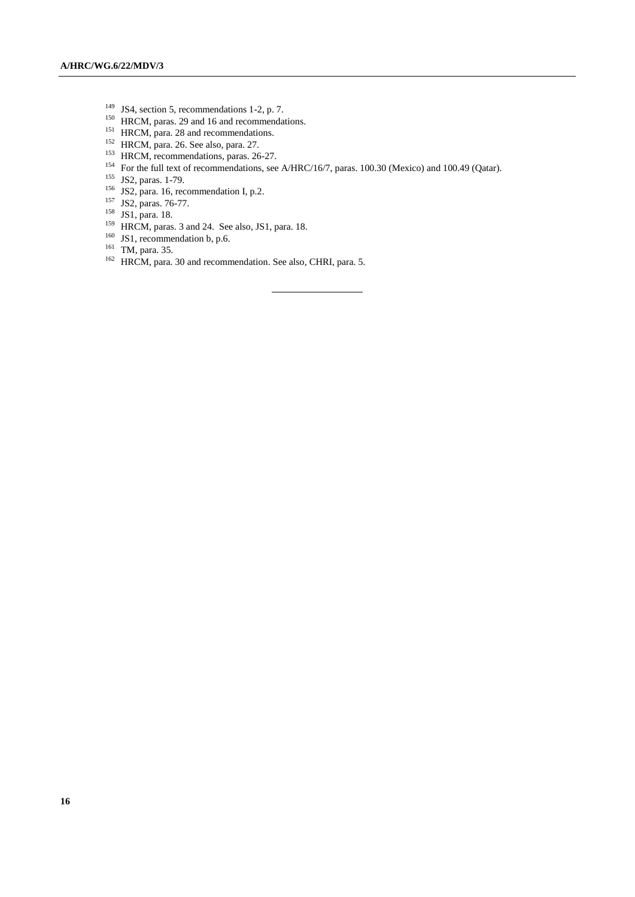[149] JS4, section 5, recommendations 1-2, p. 7.
[150] HRCM, paras. 29 and 16 and recommendations.
[151] HRCM, para. 28 and recommendations.
[152] HRCM, para. 26. See also, para. 27.
[153] HRCM, recommendations, paras. 26-27.
[154] For the full text of recommendations, see A/HRC/16/7, paras. 100.30 (Mexico) and 100.49 (Qatar).
[155] JS2, paras. 1-79.
[156] JS2, para. 16, recommendation I, p.2.
[157] JS2, paras. 76-77.
[158] JS1, para. 18.
[159] HRCM, paras. 3 and 24. See also, JS1, para. 18.
[160] JS1, recommendation b, p.6.
[161] TM, para. 35.
[162] HRCM, para. 30 and recommendation. See also, CHRI, para. 5.